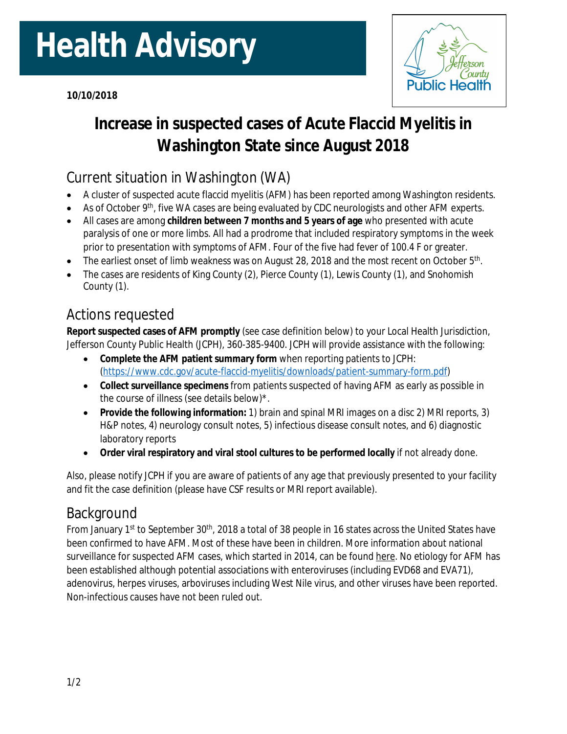# Health Advisory

**10/10/2018**

Jefferson County Public Health

## Increase in suspected cases of Acute Flaccid Myelitis in Washington State since August 2018

### Current situation in Washington (WA)

- A cluster of suspected acute flaccid myelitis (AFM) has been reported among Washington residents.
- As of October 9th, five WA cases are being evaluated by CDC neurologists and other AFM experts.
- All cases are among **children between 7 months and 5 years of age** who presented with acute paralysis of one or more limbs. All had a prodrome that included respiratory symptoms in the week prior to presentation with symptoms of AFM. Four of the five had fever of 100.4 F or greater.
- The earliest onset of limb weakness was on August 28, 2018 and the most recent on October 5th.
- The cases are residents of King County (2), Pierce County (1), Lewis County (1), and Snohomish County (1).

### Actions requested

**Report suspected cases of AFM promptly** (see case definition below) to your Local Health Jurisdiction, Jefferson County Public Health (JCPH), 360-385-9400. JCPH will provide assistance with the following:

- **Complete the AFM patient summary form** when reporting patients to JCPH: (https://www.cdc.gov/acute-flaccid-myelitis/downloads/patient-summary-form.pdf)
- **Collect surveillance specimens** from patients suspected of having AFM as early as possible in the course of illness (see details below)*.
- **Provide the following information:** 1) brain and spinal MRI images on a disc 2) MRI reports, 3) H&P notes, 4) neurology consult notes, 5) infectious disease consult notes, and 6) diagnostic laboratory reports
- **Order viral respiratory and viral stool cultures to be performed locally** if not already done.

Also, please notify JCPH if you are aware of patients of any age that previously presented to your facility and fit the case definition (please have CSF results or MRI report available).

### Background

From January 1st to September 30th, 2018 a total of 38 people in 16 states across the United States have been confirmed to have AFM. Most of these have been in children. More information about national surveillance for suspected AFM cases, which started in 2014, can be found here. No etiology for AFM has been established although potential associations with enteroviruses (including EVD68 and EVA71), adenovirus, herpes viruses, arboviruses including West Nile virus, and other viruses have been reported. Non-infectious causes have not been ruled out.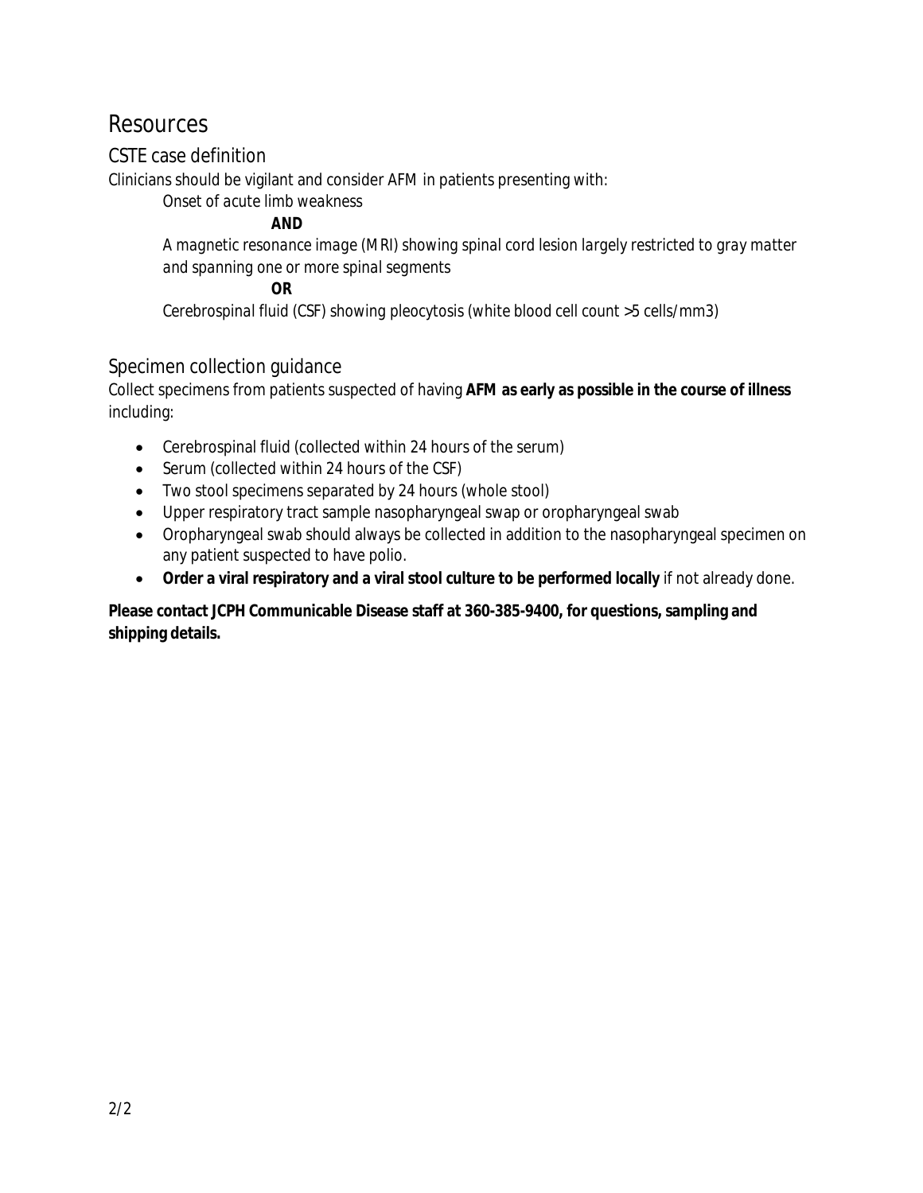# Resources

## CSTE case definition

Clinicians should be vigilant and consider AFM in patients presenting with:

*Onset of acute limb weakness*

**AND**

*A magnetic resonance image (MRI) showing spinal cord lesion largely restricted to gray matter and spanning one or more spinal segments*

**OR**

*Cerebrospinal fluid (CSF) showing pleocytosis (white blood cell count >5 cells/mm3)*

## Specimen collection guidance

Collect specimens from patients suspected of having **AFM as early as possible in the course of illness** including:

- Cerebrospinal fluid (collected within 24 hours of the serum)
- Serum (collected within 24 hours of the CSF)
- Two stool specimens separated by 24 hours (whole stool)
- Upper respiratory tract sample nasopharyngeal swap or oropharyngeal swab
- Oropharyngeal swab should always be collected in addition to the nasopharyngeal specimen on any patient suspected to have polio.
- **Order a viral respiratory and a viral stool culture to be performed locally** if not already done.

**Please contact JCPH Communicable Disease staff at 360-385-9400, for questions, sampling and shipping details.**